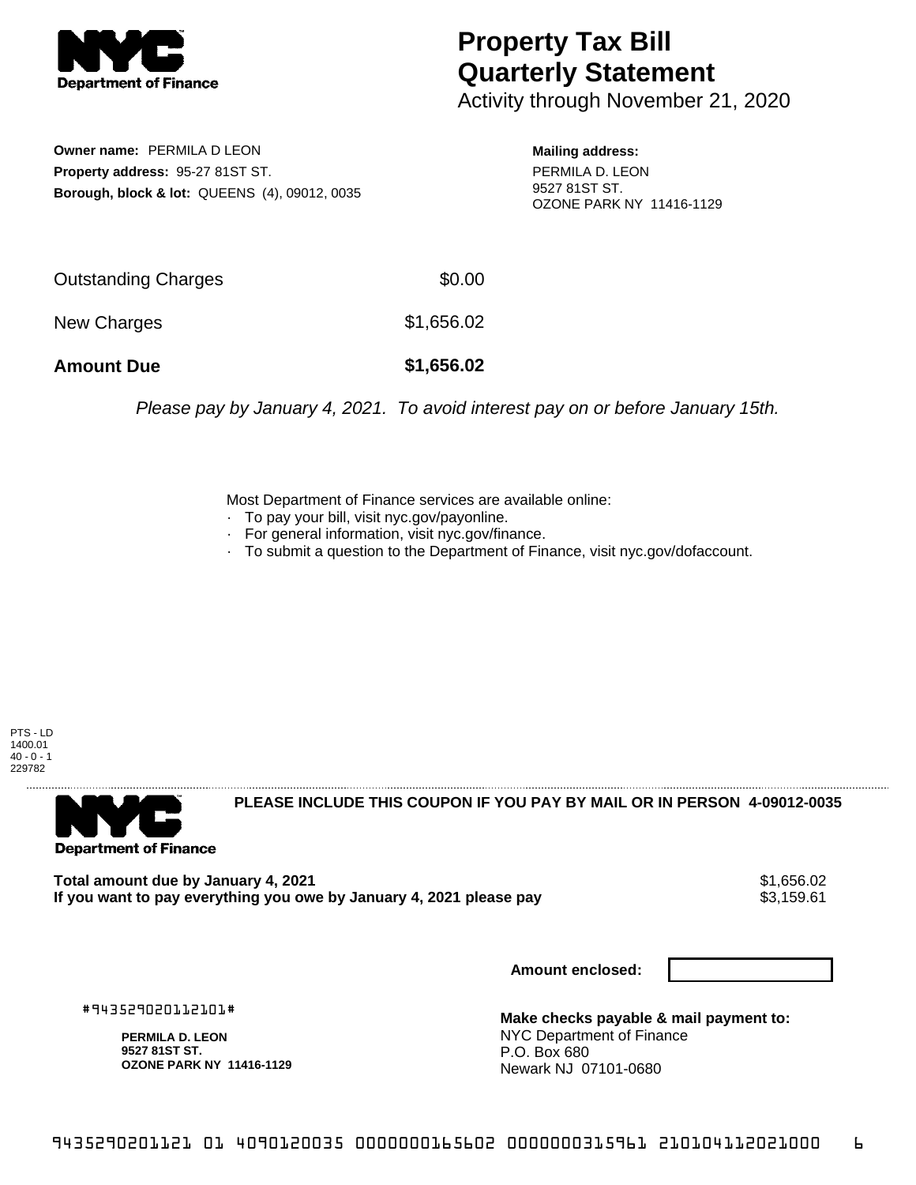# Property Tax Bill Quarterly Statement

Activity through November 21, 2020

**Owner name:** PERMILA D LEON
**Property address:** 95-27 81ST ST.
**Borough, block & lot:** QUEENS (4), 09012, 0035

**Mailing address:**
PERMILA D. LEON
9527 81ST ST.
OZONE PARK NY 11416-1129

| | |
|---|---|
| Outstanding Charges | $0.00 |
| New Charges | $1,656.02 |
| **Amount Due** | **$1,656.02** |

*Please pay by January 4, 2021. To avoid interest pay on or before January 15th.*

Most Department of Finance services are available online:
- To pay your bill, visit nyc.gov/payonline.
- For general information, visit nyc.gov/finance.
- To submit a question to the Department of Finance, visit nyc.gov/dofaccount.

PTS - LD
1400.01
40 - 0 - 1
229782

**PLEASE INCLUDE THIS COUPON IF YOU PAY BY MAIL OR IN PERSON 4-09012-0035**

| | |
|---|---|
| **Total amount due by January 4, 2021** | $1,656.02 |
| **If you want to pay everything you owe by January 4, 2021 please pay** | $3,159.61 |

**Amount enclosed:**

#943529020112101#

**PERMILA D. LEON**
**9527 81ST ST.**
**OZONE PARK NY 11416-1129**

**Make checks payable & mail payment to:**
NYC Department of Finance
P.O. Box 680
Newark NJ 07101-0680

9435290201121 01 4090120035 0000000165602 0000000315961 210104112021000 6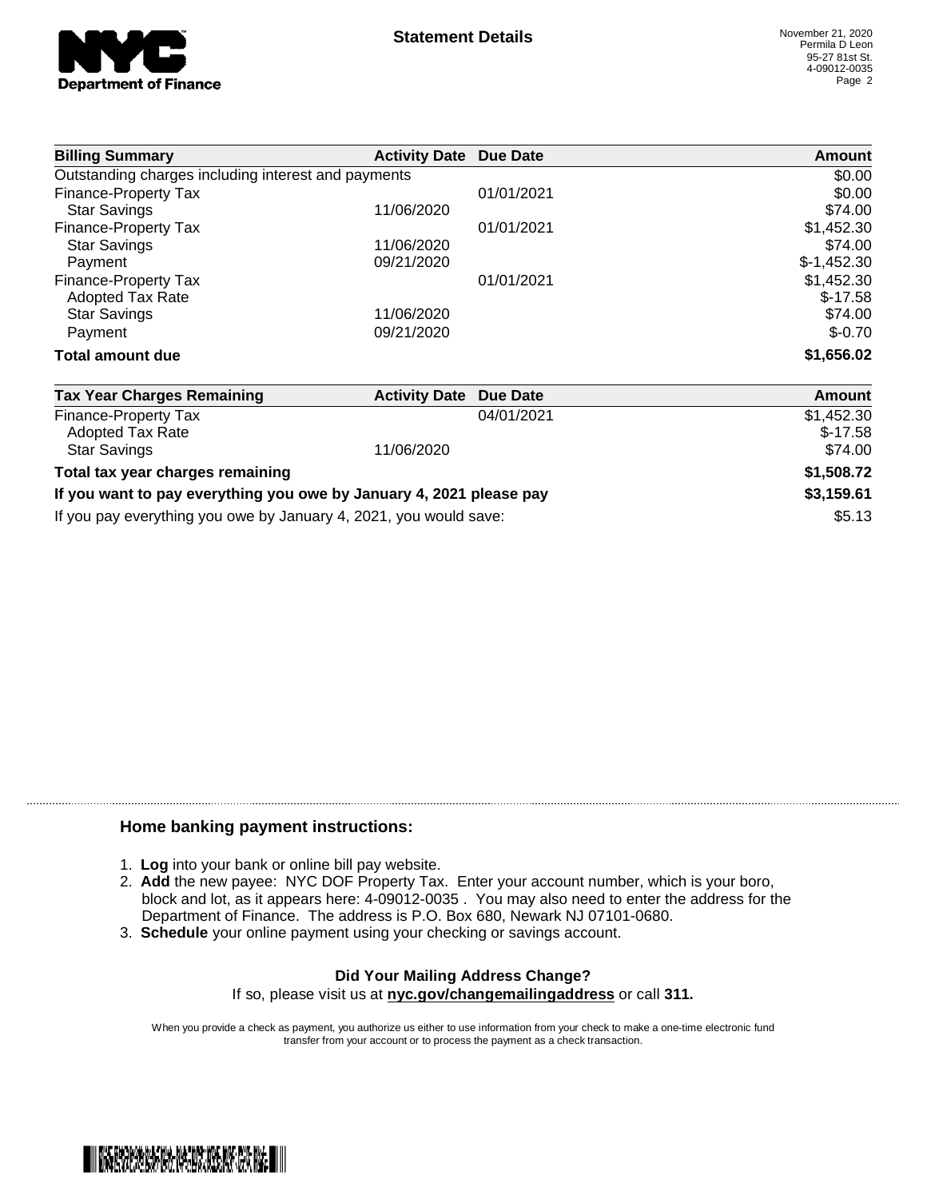**Statement Details**

November 21, 2020
Permila D Leon
95-27 81st St.
4-09012-0035

| Billing Summary | Activity Date | Due Date | Amount |
|---|---|---|---|
| Outstanding charges including interest and payments | | | $0.00 |
| Finance-Property Tax | | 01/01/2021 | $0.00 |
| Star Savings | 11/06/2020 | | $74.00 |
| Finance-Property Tax | | 01/01/2021 | $1,452.30 |
| Star Savings | 11/06/2020 | | $74.00 |
| Payment | 09/21/2020 | | $-1,452.30 |
| Finance-Property Tax | | 01/01/2021 | $1,452.30 |
| Adopted Tax Rate | | | $-17.58 |
| Star Savings | 11/06/2020 | | $74.00 |
| Payment | 09/21/2020 | | $-0.70 |
| **Total amount due** | | | **$1,656.02** |

| Tax Year Charges Remaining | Activity Date | Due Date | Amount |
|---|---|---|---|
| Finance-Property Tax | | 04/01/2021 | $1,452.30 |
| Adopted Tax Rate | | | $-17.58 |
| Star Savings | 11/06/2020 | | $74.00 |
| **Total tax year charges remaining** | | | **$1,508.72** |
| **If you want to pay everything you owe by January 4, 2021 please pay** | | | **$3,159.61** |
| If you pay everything you owe by January 4, 2021, you would save: | | | $5.13 |

### Home banking payment instructions:

1. **Log** into your bank or online bill pay website.
2. **Add** the new payee: NYC DOF Property Tax. Enter your account number, which is your boro, block and lot, as it appears here: 4-09012-0035 . You may also need to enter the address for the Department of Finance. The address is P.O. Box 680, Newark NJ 07101-0680.
3. **Schedule** your online payment using your checking or savings account.

**Did Your Mailing Address Change?**
If so, please visit us at **nyc.gov/changemailingaddress** or call **311.**

When you provide a check as payment, you authorize us either to use information from your check to make a one-time electronic fund transfer from your account or to process the payment as a check transaction.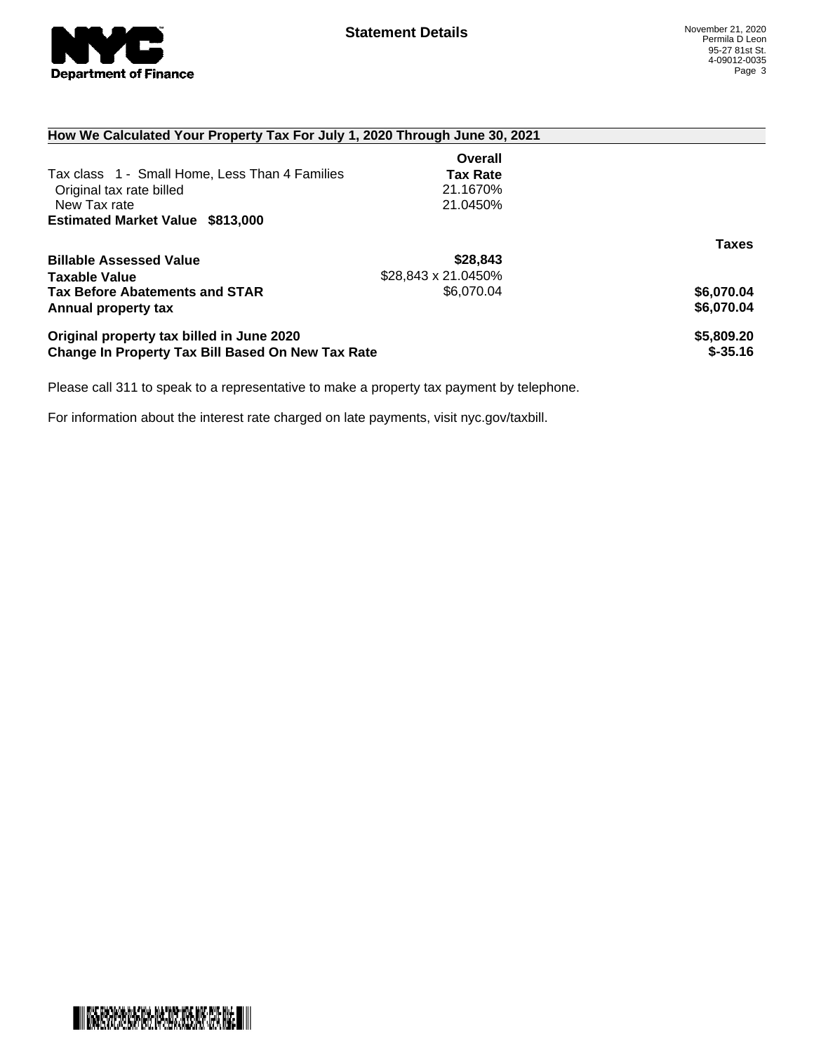## How We Calculated Your Property Tax For July 1, 2020 Through June 30, 2021

| | **Overall Tax Rate** | |
|---|---|---|
| Tax class 1 - Small Home, Less Than 4 Families | | |
| Original tax rate billed | 21.1670% | |
| New Tax rate | 21.0450% | |
| **Estimated Market Value $813,000** | | |
| | | **Taxes** |
| **Billable Assessed Value** | **$28,843** | |
| **Taxable Value** | $28,843 x 21.0450% | |
| **Tax Before Abatements and STAR** | $6,070.04 | **$6,070.04** |
| **Annual property tax** | | **$6,070.04** |
| **Original property tax billed in June 2020** | | **$5,809.20** |
| **Change In Property Tax Bill Based On New Tax Rate** | | **$-35.16** |

Please call 311 to speak to a representative to make a property tax payment by telephone.

For information about the interest rate charged on late payments, visit nyc.gov/taxbill.